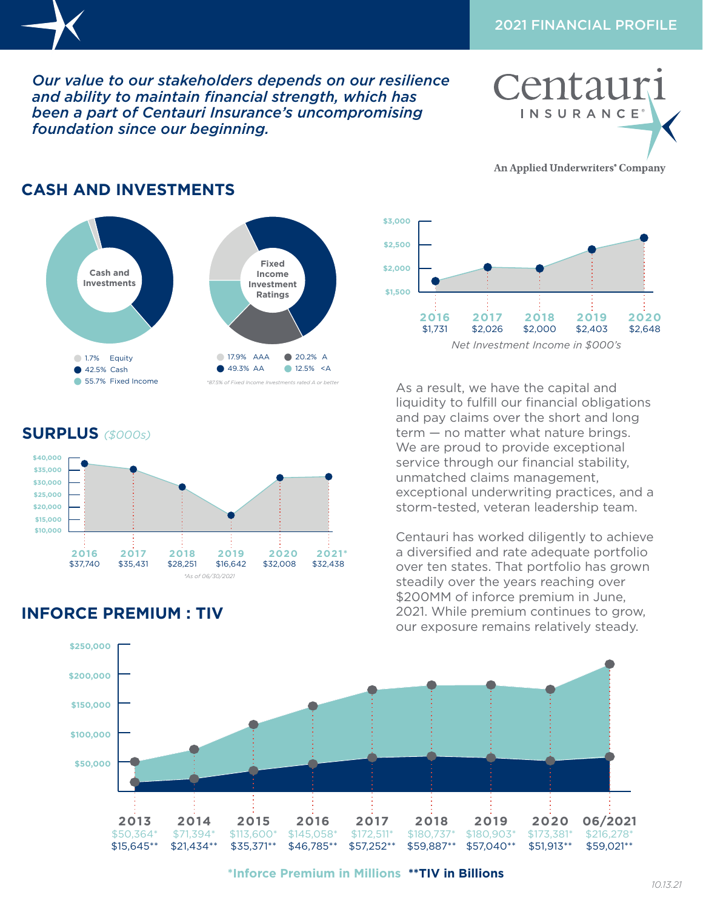2021 FINANCIAL PROFILE

*Our value to our stakeholders depends on our resilience and ability to maintain financial strength, which has been a part of Centauri Insurance's uncompromising foundation since our beginning.*

Centauri INSURANCE®

An Applied Underwriters® Company

## CASH AND INVESTMENTS

**Cash and Investments**

- 1.7% Equity
- 42.5% Cash
- 55.7% Fixed Income

**Fixed Income Investment Ratings**

- 17.9% AAA
- 49.3% AA
- 20.2% A
- 12.5% <A

*87.5% of Fixed Income Investments rated A or better*

| 2016 | 2017 | 2018 | 2019 | 2020 |
|---|---|---|---|---|
| $1,731 | $2,026 | $2,000 | $2,403 | $2,648 |

*Net Investment Income in $000's*

As a result, we have the capital and liquidity to fulfill our financial obligations and pay claims over the short and long term — no matter what nature brings. We are proud to provide exceptional service through our financial stability, unmatched claims management, exceptional underwriting practices, and a storm-tested, veteran leadership team.

Centauri has worked diligently to achieve a diversified and rate adequate portfolio over ten states. That portfolio has grown steadily over the years reaching over $200MM of inforce premium in June, 2021. While premium continues to grow, our exposure remains relatively steady.

## SURPLUS *($000s)*

| 2016 | 2017 | 2018 | 2019 | 2020 | 2021* |
|---|---|---|---|---|---|
| $37,740 | $35,431 | $28,251 | $16,642 | $32,008 | $32,438 |

*As of 06/30/2021

## INFORCE PREMIUM : TIV

| | 2013 | 2014 | 2015 | 2016 | 2017 | 2018 | 2019 | 2020 | 06/2021 |
|---|---|---|---|---|---|---|---|---|---|
| Inforce Premium* | $50,364* | $71,394* | $113,600* | $145,058* | $172,511* | $180,737* | $180,903* | $173,381* | $216,278* |
| TIV** | $15,645** | $21,434** | $35,371** | $46,785** | $57,252** | $59,887** | $57,040** | $51,913** | $59,021** |

*Inforce Premium in Millions **TIV in Billions

10.13.21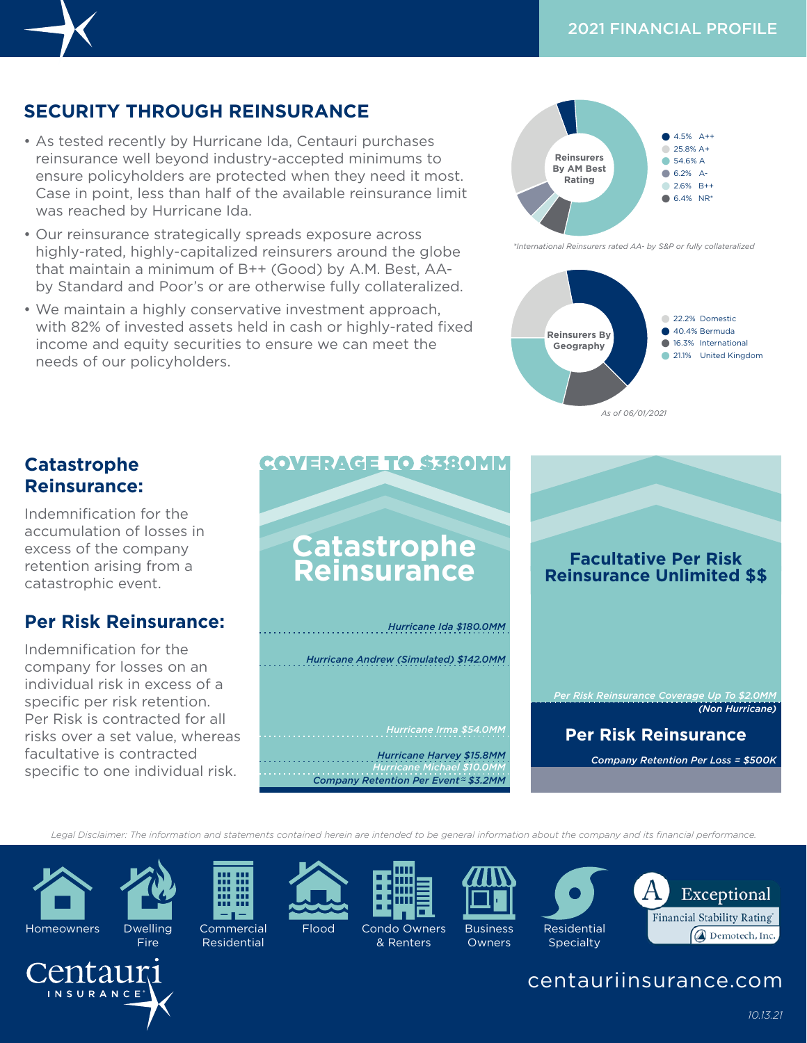2021 FINANCIAL PROFILE

## SECURITY THROUGH REINSURANCE

- As tested recently by Hurricane Ida, Centauri purchases reinsurance well beyond industry-accepted minimums to ensure policyholders are protected when they need it most. Case in point, less than half of the available reinsurance limit was reached by Hurricane Ida.
- Our reinsurance strategically spreads exposure across highly-rated, highly-capitalized reinsurers around the globe that maintain a minimum of B++ (Good) by A.M. Best, AA- by Standard and Poor's or are otherwise fully collateralized.
- We maintain a highly conservative investment approach, with 82% of invested assets held in cash or highly-rated fixed income and equity securities to ensure we can meet the needs of our policyholders.

**Reinsurers By AM Best Rating**

| Share | Rating |
|---|---|
| 4.5% | A++ |
| 25.8% | A+ |
| 54.6% | A |
| 6.2% | A- |
| 2.6% | B++ |
| 6.4% | NR* |

*International Reinsurers rated AA- by S&P or fully collateralized*

**Reinsurers By Geography**

| Share | Geography |
|---|---|
| 22.2% | Domestic |
| 40.4% | Bermuda |
| 16.3% | International |
| 21.1% | United Kingdom |

*As of 06/01/2021*

### Catastrophe Reinsurance:

Indemnification for the accumulation of losses in excess of the company retention arising from a catastrophic event.

### Per Risk Reinsurance:

Indemnification for the company for losses on an individual risk in excess of a specific per risk retention. Per Risk is contracted for all risks over a set value, whereas facultative is contracted specific to one individual risk.

**COVERAGE TO $380MM**

**Catastrophe Reinsurance**

*Hurricane Ida $180.0MM*

*Hurricane Andrew (Simulated) $142.0MM*

*Hurricane Irma $54.0MM*

*Hurricane Harvey $15.8MM*

*Hurricane Michael $10.0MM*

*Company Retention Per Event ≈ $3.2MM*

**Facultative Per Risk Reinsurance Unlimited $$**

*Per Risk Reinsurance Coverage Up To $2.0MM (Non Hurricane)*

**Per Risk Reinsurance**

*Company Retention Per Loss = $500K*

*Legal Disclaimer: The information and statements contained herein are intended to be general information about the company and its financial performance.*

Homeowners | Dwelling Fire | Commercial Residential | Flood | Condo Owners & Renters | Business Owners | Residential Specialty

A Exceptional Financial Stability Rating® Demotech, Inc.

Centauri INSURANCE®

centauriinsurance.com

10.13.21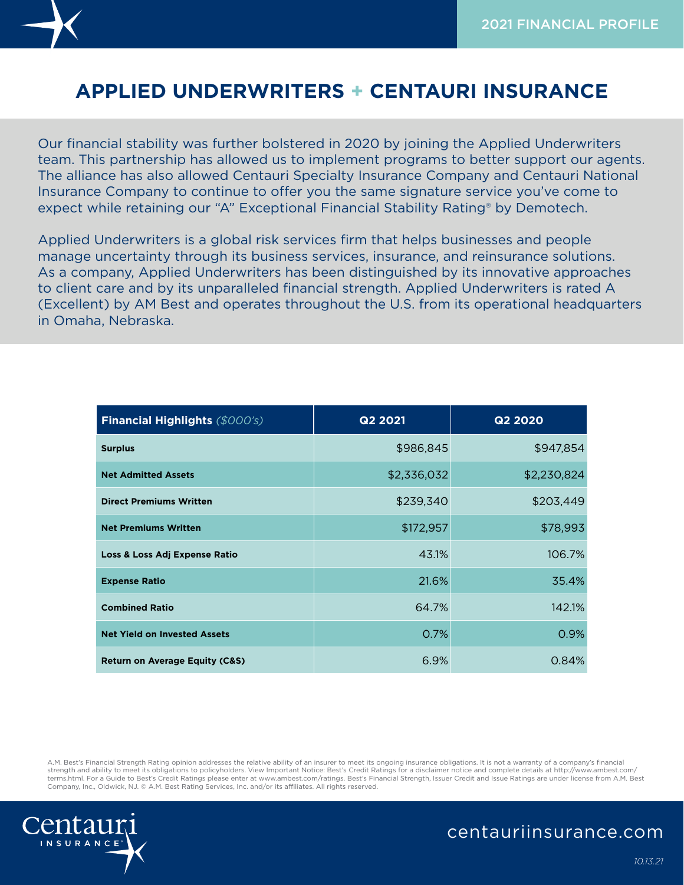2021 FINANCIAL PROFILE

# APPLIED UNDERWRITERS + CENTAURI INSURANCE

Our financial stability was further bolstered in 2020 by joining the Applied Underwriters team. This partnership has allowed us to implement programs to better support our agents. The alliance has also allowed Centauri Specialty Insurance Company and Centauri National Insurance Company to continue to offer you the same signature service you've come to expect while retaining our "A" Exceptional Financial Stability Rating® by Demotech.

Applied Underwriters is a global risk services firm that helps businesses and people manage uncertainty through its business services, insurance, and reinsurance solutions. As a company, Applied Underwriters has been distinguished by its innovative approaches to client care and by its unparalleled financial strength. Applied Underwriters is rated A (Excellent) by AM Best and operates throughout the U.S. from its operational headquarters in Omaha, Nebraska.

| **Financial Highlights** *($000's)* | **Q2 2021** | **Q2 2020** |
|---|---:|---:|
| **Surplus** | $986,845 | $947,854 |
| **Net Admitted Assets** | $2,336,032 | $2,230,824 |
| **Direct Premiums Written** | $239,340 | $203,449 |
| **Net Premiums Written** | $172,957 | $78,993 |
| **Loss & Loss Adj Expense Ratio** | 43.1% | 106.7% |
| **Expense Ratio** | 21.6% | 35.4% |
| **Combined Ratio** | 64.7% | 142.1% |
| **Net Yield on Invested Assets** | 0.7% | 0.9% |
| **Return on Average Equity (C&S)** | 6.9% | 0.84% |

A.M. Best's Financial Strength Rating opinion addresses the relative ability of an insurer to meet its ongoing insurance obligations. It is not a warranty of a company's financial strength and ability to meet its obligations to policyholders. View Important Notice: Best's Credit Ratings for a disclaimer notice and complete details at http://www.ambest.com/terms.html. For a Guide to Best's Credit Ratings please enter at www.ambest.com/ratings. Best's Financial Strength, Issuer Credit and Issue Ratings are under license from A.M. Best Company, Inc., Oldwick, NJ. © A.M. Best Rating Services, Inc. and/or its affiliates. All rights reserved.

Centauri INSURANCE®

centauriinsurance.com

10.13.21